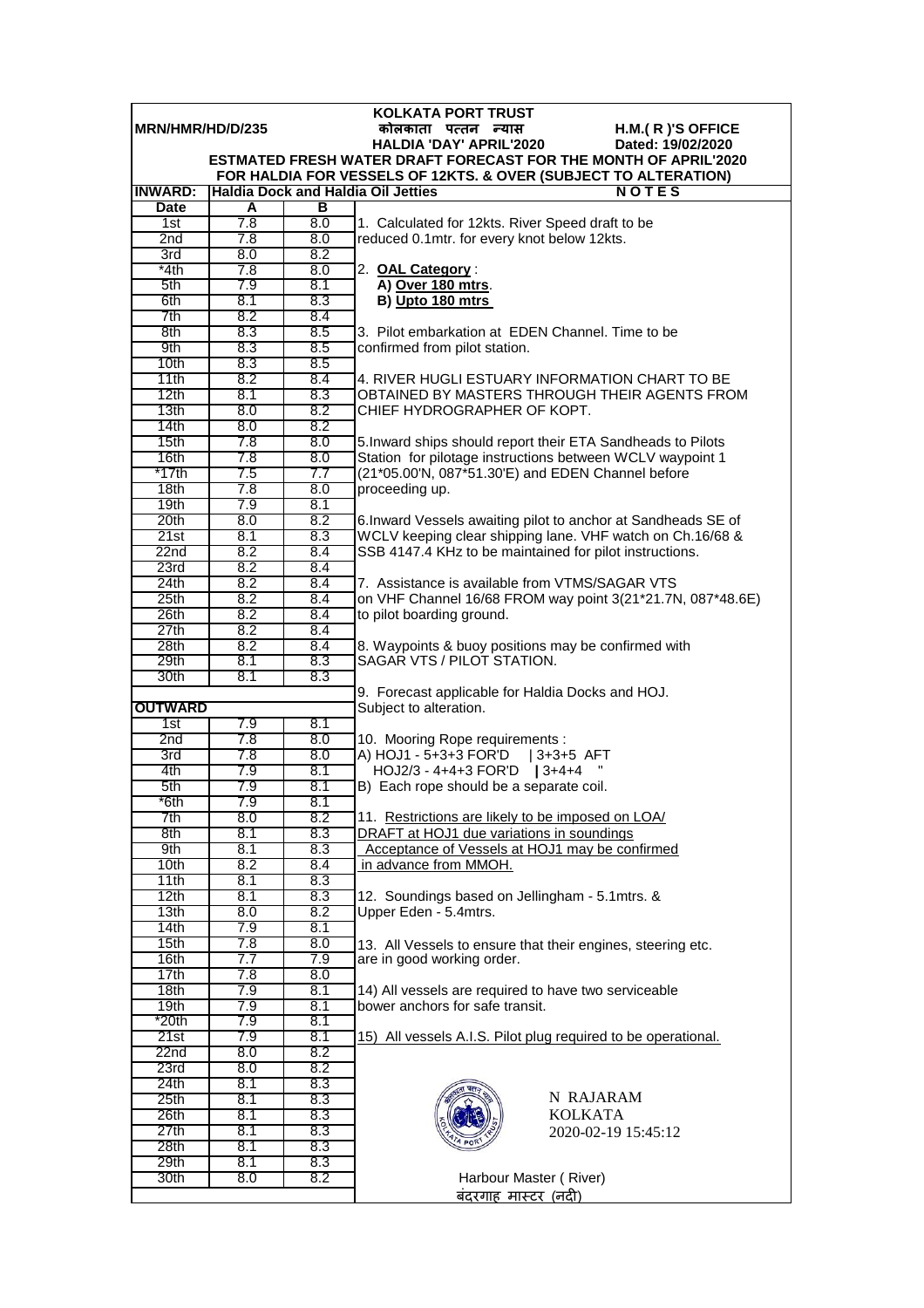# KOLKATA PORT TRUST

**MRN/HMR/HD/D/235** — **कोलकाता पत्तन न्यास** — **H.M.( R )'S OFFICE**

**HALDIA 'DAY' APRIL'2020** — **Dated: 19/02/2020**

**ESTMATED FRESH WATER DRAFT FORECAST FOR THE MONTH OF APRIL'2020**
**FOR HALDIA FOR VESSELS OF 12KTS. & OVER (SUBJECT TO ALTERATION)**

**INWARD: Haldia Dock and Haldia Oil Jetties**

| Date | A | B |
|---|---|---|
| 1st | 7.8 | 8.0 |
| 2nd | 7.8 | 8.0 |
| 3rd | 8.0 | 8.2 |
| *4th | 7.8 | 8.0 |
| 5th | 7.9 | 8.1 |
| 6th | 8.1 | 8.3 |
| 7th | 8.2 | 8.4 |
| 8th | 8.3 | 8.5 |
| 9th | 8.3 | 8.5 |
| 10th | 8.3 | 8.5 |
| 11th | 8.2 | 8.4 |
| 12th | 8.1 | 8.3 |
| 13th | 8.0 | 8.2 |
| 14th | 8.0 | 8.2 |
| 15th | 7.8 | 8.0 |
| 16th | 7.8 | 8.0 |
| *17th | 7.5 | 7.7 |
| 18th | 7.8 | 8.0 |
| 19th | 7.9 | 8.1 |
| 20th | 8.0 | 8.2 |
| 21st | 8.1 | 8.3 |
| 22nd | 8.2 | 8.4 |
| 23rd | 8.2 | 8.4 |
| 24th | 8.2 | 8.4 |
| 25th | 8.2 | 8.4 |
| 26th | 8.2 | 8.4 |
| 27th | 8.2 | 8.4 |
| 28th | 8.2 | 8.4 |
| 29th | 8.1 | 8.3 |
| 30th | 8.1 | 8.3 |

**OUTWARD**

| Date | A | B |
|---|---|---|
| 1st | 7.9 | 8.1 |
| 2nd | 7.8 | 8.0 |
| 3rd | 7.8 | 8.0 |
| 4th | 7.9 | 8.1 |
| 5th | 7.9 | 8.1 |
| *6th | 7.9 | 8.1 |
| 7th | 8.0 | 8.2 |
| 8th | 8.1 | 8.3 |
| 9th | 8.1 | 8.3 |
| 10th | 8.2 | 8.4 |
| 11th | 8.1 | 8.3 |
| 12th | 8.1 | 8.3 |
| 13th | 8.0 | 8.2 |
| 14th | 7.9 | 8.1 |
| 15th | 7.8 | 8.0 |
| 16th | 7.7 | 7.9 |
| 17th | 7.8 | 8.0 |
| 18th | 7.9 | 8.1 |
| 19th | 7.9 | 8.1 |
| *20th | 7.9 | 8.1 |
| 21st | 7.9 | 8.1 |
| 22nd | 8.0 | 8.2 |
| 23rd | 8.0 | 8.2 |
| 24th | 8.1 | 8.3 |
| 25th | 8.1 | 8.3 |
| 26th | 8.1 | 8.3 |
| 27th | 8.1 | 8.3 |
| 28th | 8.1 | 8.3 |
| 29th | 8.1 | 8.3 |
| 30th | 8.0 | 8.2 |

**N O T E S**

1. Calculated for 12kts. River Speed draft to be reduced 0.1mtr. for every knot below 12kts.

2. **OAL Category** :
   **A) Over 180 mtrs**.
   **B) Upto 180 mtrs**

3. Pilot embarkation at EDEN Channel. Time to be confirmed from pilot station.

4. RIVER HUGLI ESTUARY INFORMATION CHART TO BE OBTAINED BY MASTERS THROUGH THEIR AGENTS FROM CHIEF HYDROGRAPHER OF KOPT.

5. Inward ships should report their ETA Sandheads to Pilots Station for pilotage instructions between WCLV waypoint 1 (21*05.00'N, 087*51.30'E) and EDEN Channel before proceeding up.

6. Inward Vessels awaiting pilot to anchor at Sandheads SE of WCLV keeping clear shipping lane. VHF watch on Ch.16/68 & SSB 4147.4 KHz to be maintained for pilot instructions.

7. Assistance is available from VTMS/SAGAR VTS on VHF Channel 16/68 FROM way point 3(21*21.7N, 087*48.6E) to pilot boarding ground.

8. Waypoints & buoy positions may be confirmed with SAGAR VTS / PILOT STATION.

9. Forecast applicable for Haldia Docks and HOJ. Subject to alteration.

10. Mooring Rope requirements :
A) HOJ1 - 5+3+3 FOR'D | 3+3+5 AFT
HOJ2/3 - 4+4+3 FOR'D | 3+4+4 "
B) Each rope should be a separate coil.

11. Restrictions are likely to be imposed on LOA/ DRAFT at HOJ1 due variations in soundings Acceptance of Vessels at HOJ1 may be confirmed in advance from MMOH.

12. Soundings based on Jellingham - 5.1mtrs. & Upper Eden - 5.4mtrs.

13. All Vessels to ensure that their engines, steering etc. are in good working order.

14) All vessels are required to have two serviceable bower anchors for safe transit.

15) All vessels A.I.S. Pilot plug required to be operational.

N RAJARAM
KOLKATA
2020-02-19 15:45:12

Harbour Master ( River)
बंदरगाह मास्टर (नदी)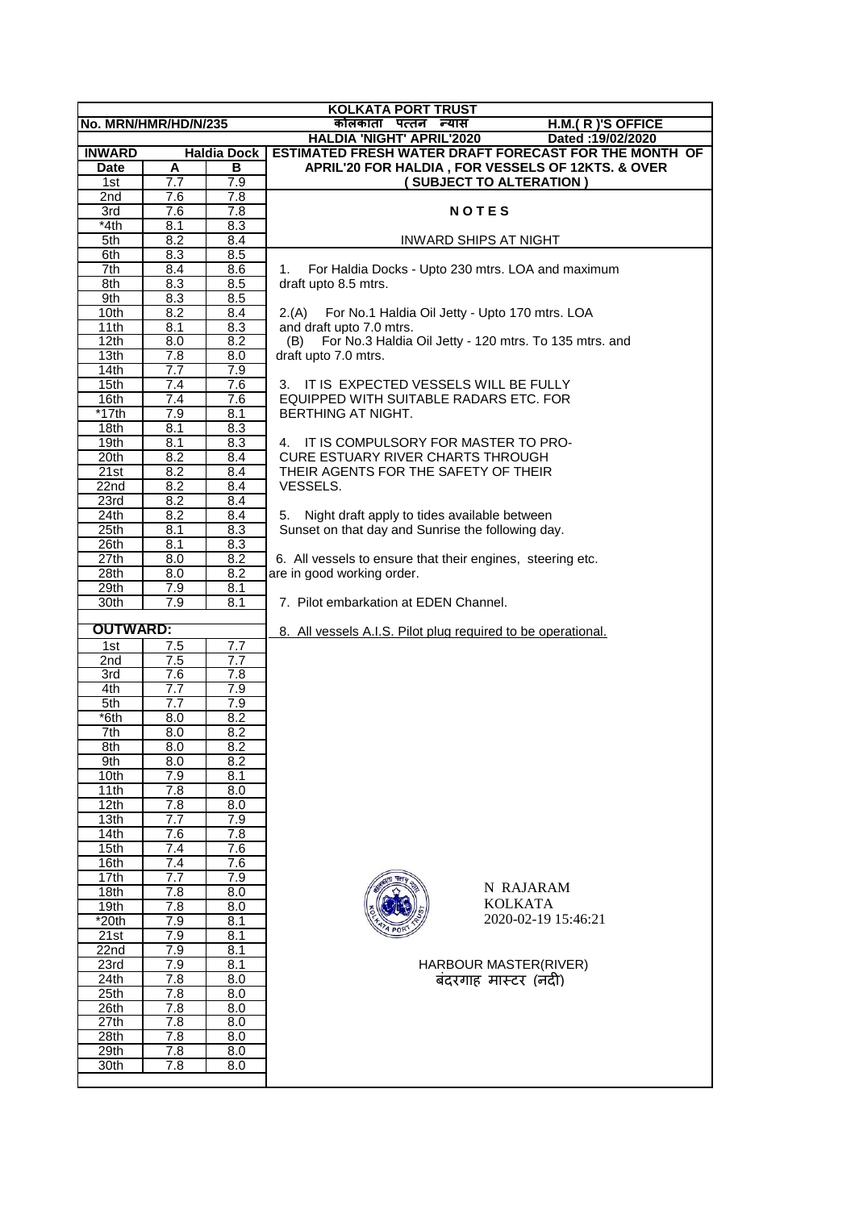**KOLKATA PORT TRUST**

**No. MRN/HMR/HD/N/235** | **कोलकाता पत्तन न्यास** | **H.M.( R )'S OFFICE**

**HALDIA 'NIGHT' APRIL'2020** | **Dated :19/02/2020**

**ESTIMATED FRESH WATER DRAFT FORECAST FOR THE MONTH OF APRIL'20 FOR HALDIA , FOR VESSELS OF 12KTS. & OVER**

**( SUBJECT TO ALTERATION )**

| **INWARD** | **Haldia Dock** | |
|---|---|---|
| **Date** | **A** | **B** |
| 1st | 7.7 | 7.9 |
| 2nd | 7.6 | 7.8 |
| 3rd | 7.6 | 7.8 |
| *4th | 8.1 | 8.3 |
| 5th | 8.2 | 8.4 |
| 6th | 8.3 | 8.5 |
| 7th | 8.4 | 8.6 |
| 8th | 8.3 | 8.5 |
| 9th | 8.3 | 8.5 |
| 10th | 8.2 | 8.4 |
| 11th | 8.1 | 8.3 |
| 12th | 8.0 | 8.2 |
| 13th | 7.8 | 8.0 |
| 14th | 7.7 | 7.9 |
| 15th | 7.4 | 7.6 |
| 16th | 7.4 | 7.6 |
| *17th | 7.9 | 8.1 |
| 18th | 8.1 | 8.3 |
| 19th | 8.1 | 8.3 |
| 20th | 8.2 | 8.4 |
| 21st | 8.2 | 8.4 |
| 22nd | 8.2 | 8.4 |
| 23rd | 8.2 | 8.4 |
| 24th | 8.2 | 8.4 |
| 25th | 8.1 | 8.3 |
| 26th | 8.1 | 8.3 |
| 27th | 8.0 | 8.2 |
| 28th | 8.0 | 8.2 |
| 29th | 7.9 | 8.1 |
| 30th | 7.9 | 8.1 |
| **OUTWARD:** | | |
| 1st | 7.5 | 7.7 |
| 2nd | 7.5 | 7.7 |
| 3rd | 7.6 | 7.8 |
| 4th | 7.7 | 7.9 |
| 5th | 7.7 | 7.9 |
| *6th | 8.0 | 8.2 |
| 7th | 8.0 | 8.2 |
| 8th | 8.0 | 8.2 |
| 9th | 8.0 | 8.2 |
| 10th | 7.9 | 8.1 |
| 11th | 7.8 | 8.0 |
| 12th | 7.8 | 8.0 |
| 13th | 7.7 | 7.9 |
| 14th | 7.6 | 7.8 |
| 15th | 7.4 | 7.6 |
| 16th | 7.4 | 7.6 |
| 17th | 7.7 | 7.9 |
| 18th | 7.8 | 8.0 |
| 19th | 7.8 | 8.0 |
| *20th | 7.9 | 8.1 |
| 21st | 7.9 | 8.1 |
| 22nd | 7.9 | 8.1 |
| 23rd | 7.9 | 8.1 |
| 24th | 7.8 | 8.0 |
| 25th | 7.8 | 8.0 |
| 26th | 7.8 | 8.0 |
| 27th | 7.8 | 8.0 |
| 28th | 7.8 | 8.0 |
| 29th | 7.8 | 8.0 |
| 30th | 7.8 | 8.0 |

**N O T E S**

INWARD SHIPS AT NIGHT

1. For Haldia Docks - Upto 230 mtrs. LOA and maximum draft upto 8.5 mtrs.

2.(A) For No.1 Haldia Oil Jetty - Upto 170 mtrs. LOA and draft upto 7.0 mtrs.
(B) For No.3 Haldia Oil Jetty - 120 mtrs. To 135 mtrs. and draft upto 7.0 mtrs.

3. IT IS EXPECTED VESSELS WILL BE FULLY EQUIPPED WITH SUITABLE RADARS ETC. FOR BERTHING AT NIGHT.

4. IT IS COMPULSORY FOR MASTER TO PROCURE ESTUARY RIVER CHARTS THROUGH THEIR AGENTS FOR THE SAFETY OF THEIR VESSELS.

5. Night draft apply to tides available between Sunset on that day and Sunrise the following day.

6. All vessels to ensure that their engines, steering etc. are in good working order.

7. Pilot embarkation at EDEN Channel.

8. All vessels A.I.S. Pilot plug required to be operational.

N RAJARAM
KOLKATA
2020-02-19 15:46:21

HARBOUR MASTER(RIVER)
बंदरगाह मास्टर (नदी)